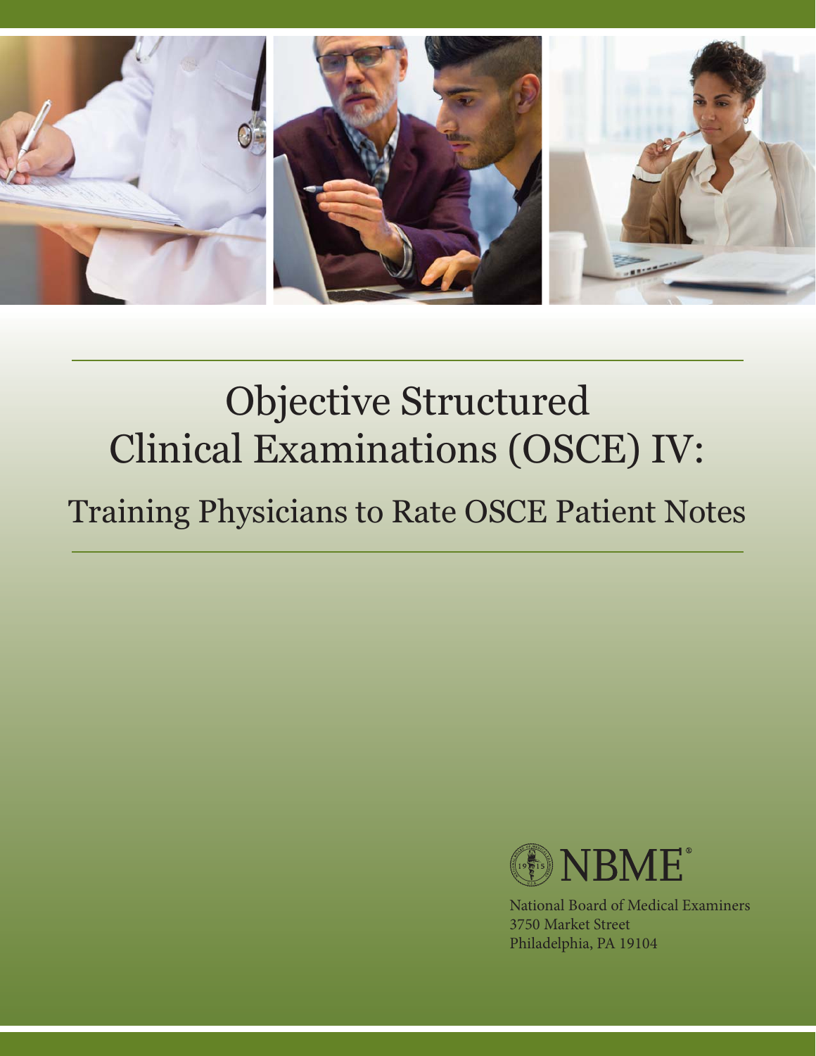# Objective Structured Clinical Examinations (OSCE) IV:

## Training Physicians to Rate OSCE Patient Notes

NBME®

National Board of Medical Examiners
3750 Market Street
Philadelphia, PA 19104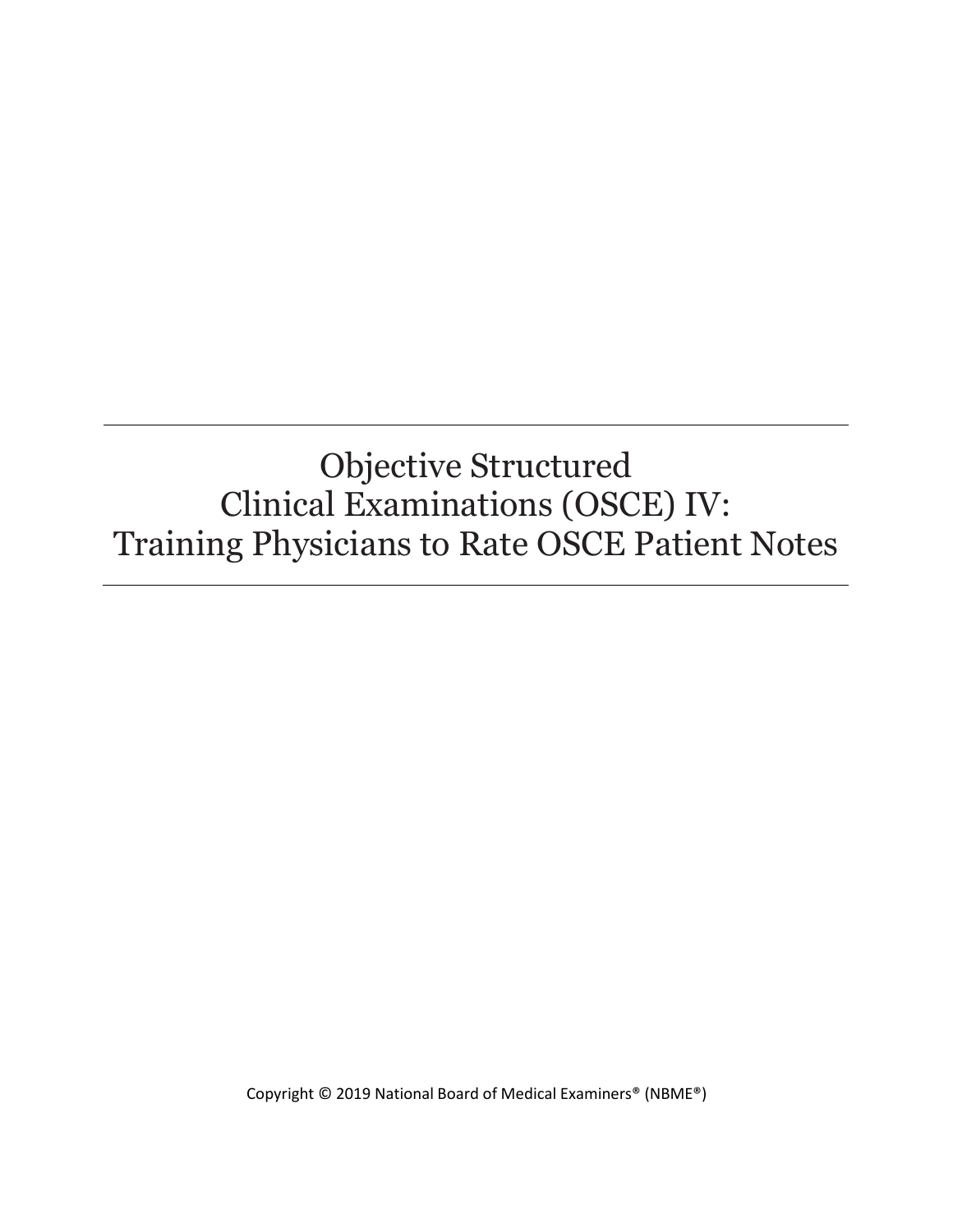# Objective Structured Clinical Examinations (OSCE) IV: Training Physicians to Rate OSCE Patient Notes

Copyright © 2019 National Board of Medical Examiners® (NBME®)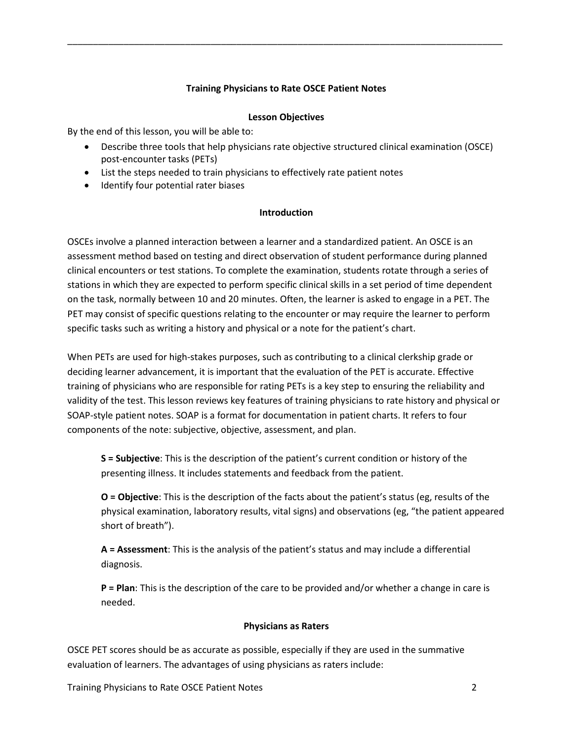## Training Physicians to Rate OSCE Patient Notes

### Lesson Objectives

By the end of this lesson, you will be able to:

- Describe three tools that help physicians rate objective structured clinical examination (OSCE) post-encounter tasks (PETs)
- List the steps needed to train physicians to effectively rate patient notes
- Identify four potential rater biases

### Introduction

OSCEs involve a planned interaction between a learner and a standardized patient. An OSCE is an assessment method based on testing and direct observation of student performance during planned clinical encounters or test stations. To complete the examination, students rotate through a series of stations in which they are expected to perform specific clinical skills in a set period of time dependent on the task, normally between 10 and 20 minutes. Often, the learner is asked to engage in a PET. The PET may consist of specific questions relating to the encounter or may require the learner to perform specific tasks such as writing a history and physical or a note for the patient's chart.

When PETs are used for high-stakes purposes, such as contributing to a clinical clerkship grade or deciding learner advancement, it is important that the evaluation of the PET is accurate. Effective training of physicians who are responsible for rating PETs is a key step to ensuring the reliability and validity of the test. This lesson reviews key features of training physicians to rate history and physical or SOAP-style patient notes. SOAP is a format for documentation in patient charts. It refers to four components of the note: subjective, objective, assessment, and plan.

> **S = Subjective**: This is the description of the patient's current condition or history of the presenting illness. It includes statements and feedback from the patient.
>
> **O = Objective**: This is the description of the facts about the patient's status (eg, results of the physical examination, laboratory results, vital signs) and observations (eg, "the patient appeared short of breath").
>
> **A = Assessment**: This is the analysis of the patient's status and may include a differential diagnosis.
>
> **P = Plan**: This is the description of the care to be provided and/or whether a change in care is needed.

### Physicians as Raters

OSCE PET scores should be as accurate as possible, especially if they are used in the summative evaluation of learners. The advantages of using physicians as raters include: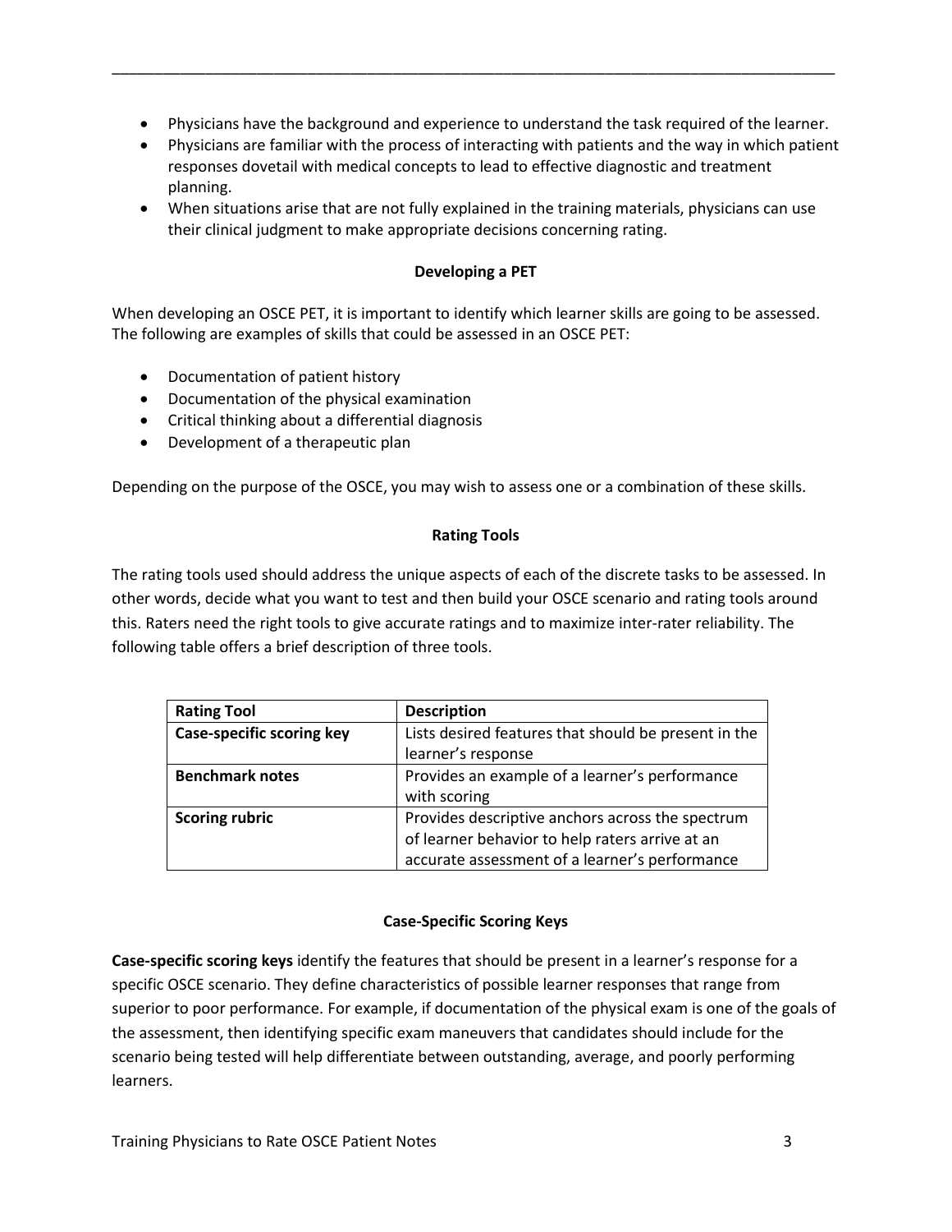- Physicians have the background and experience to understand the task required of the learner.
- Physicians are familiar with the process of interacting with patients and the way in which patient responses dovetail with medical concepts to lead to effective diagnostic and treatment planning.
- When situations arise that are not fully explained in the training materials, physicians can use their clinical judgment to make appropriate decisions concerning rating.

## Developing a PET

When developing an OSCE PET, it is important to identify which learner skills are going to be assessed. The following are examples of skills that could be assessed in an OSCE PET:

- Documentation of patient history
- Documentation of the physical examination
- Critical thinking about a differential diagnosis
- Development of a therapeutic plan

Depending on the purpose of the OSCE, you may wish to assess one or a combination of these skills.

## Rating Tools

The rating tools used should address the unique aspects of each of the discrete tasks to be assessed. In other words, decide what you want to test and then build your OSCE scenario and rating tools around this. Raters need the right tools to give accurate ratings and to maximize inter-rater reliability. The following table offers a brief description of three tools.

| Rating Tool | Description |
| --- | --- |
| **Case-specific scoring key** | Lists desired features that should be present in the learner's response |
| **Benchmark notes** | Provides an example of a learner's performance with scoring |
| **Scoring rubric** | Provides descriptive anchors across the spectrum of learner behavior to help raters arrive at an accurate assessment of a learner's performance |

## Case-Specific Scoring Keys

**Case-specific scoring keys** identify the features that should be present in a learner's response for a specific OSCE scenario. They define characteristics of possible learner responses that range from superior to poor performance. For example, if documentation of the physical exam is one of the goals of the assessment, then identifying specific exam maneuvers that candidates should include for the scenario being tested will help differentiate between outstanding, average, and poorly performing learners.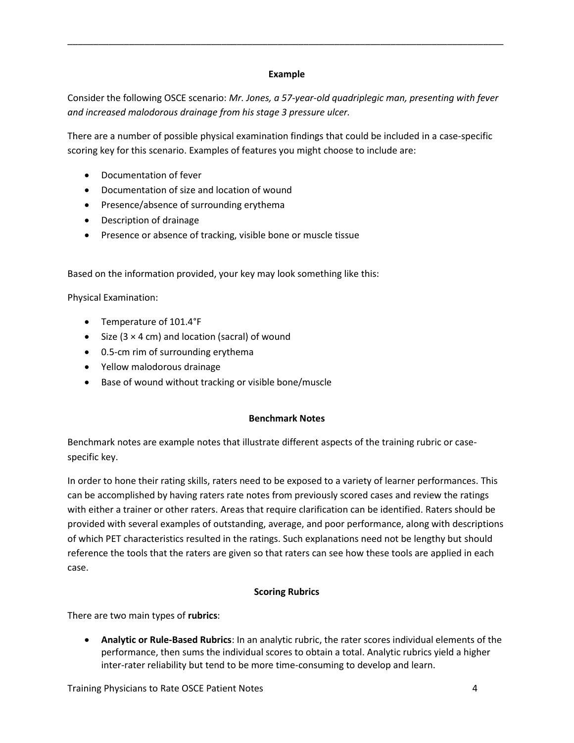### Example

Consider the following OSCE scenario: *Mr. Jones, a 57-year-old quadriplegic man, presenting with fever and increased malodorous drainage from his stage 3 pressure ulcer.*

There are a number of possible physical examination findings that could be included in a case-specific scoring key for this scenario. Examples of features you might choose to include are:

- Documentation of fever
- Documentation of size and location of wound
- Presence/absence of surrounding erythema
- Description of drainage
- Presence or absence of tracking, visible bone or muscle tissue

Based on the information provided, your key may look something like this:

Physical Examination:

- Temperature of 101.4°F
- Size (3 × 4 cm) and location (sacral) of wound
- 0.5-cm rim of surrounding erythema
- Yellow malodorous drainage
- Base of wound without tracking or visible bone/muscle

### Benchmark Notes

Benchmark notes are example notes that illustrate different aspects of the training rubric or case-specific key.

In order to hone their rating skills, raters need to be exposed to a variety of learner performances. This can be accomplished by having raters rate notes from previously scored cases and review the ratings with either a trainer or other raters. Areas that require clarification can be identified. Raters should be provided with several examples of outstanding, average, and poor performance, along with descriptions of which PET characteristics resulted in the ratings. Such explanations need not be lengthy but should reference the tools that the raters are given so that raters can see how these tools are applied in each case.

### Scoring Rubrics

There are two main types of **rubrics**:

- **Analytic or Rule-Based Rubrics**: In an analytic rubric, the rater scores individual elements of the performance, then sums the individual scores to obtain a total. Analytic rubrics yield a higher inter-rater reliability but tend to be more time-consuming to develop and learn.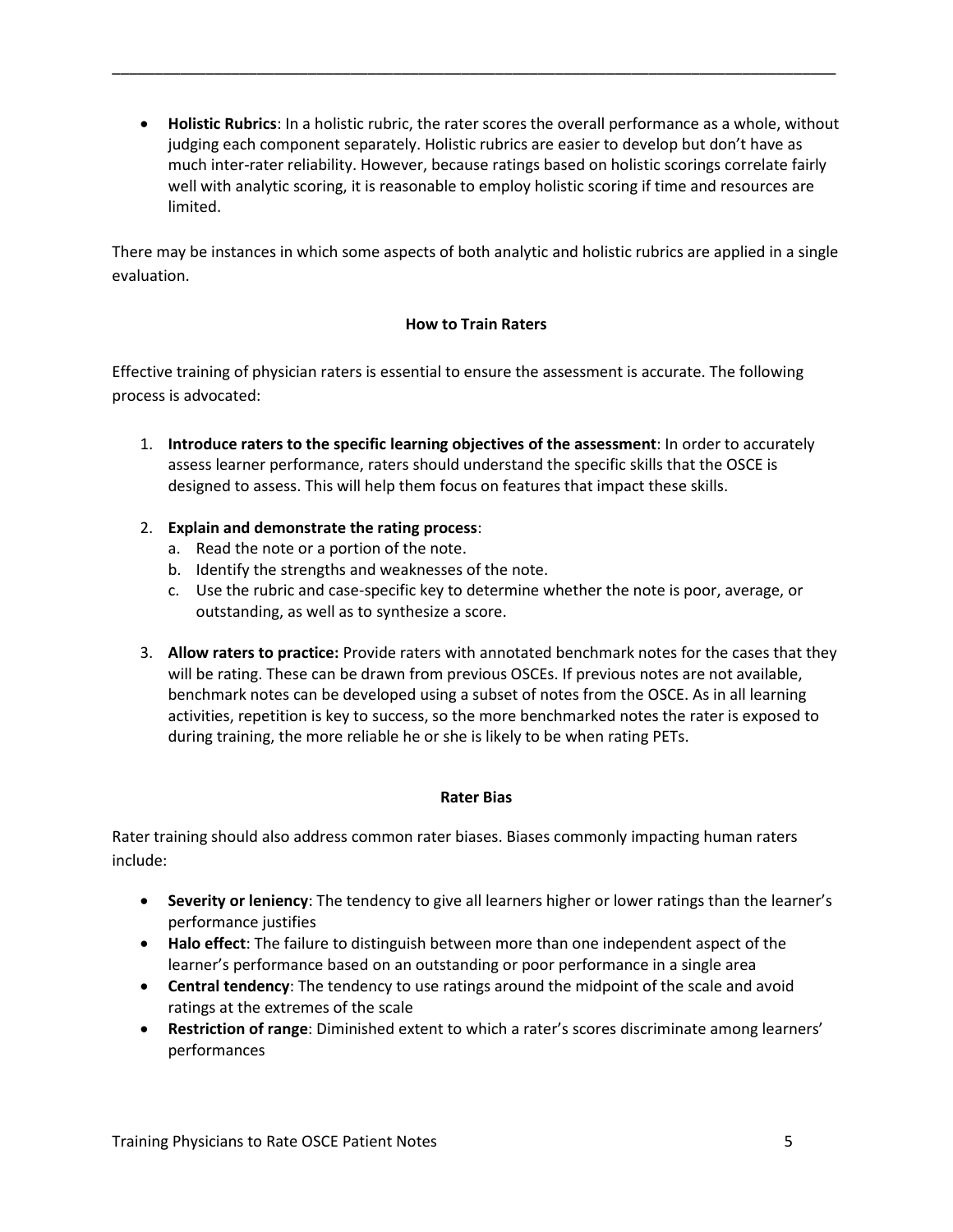- **Holistic Rubrics**: In a holistic rubric, the rater scores the overall performance as a whole, without judging each component separately. Holistic rubrics are easier to develop but don't have as much inter-rater reliability. However, because ratings based on holistic scorings correlate fairly well with analytic scoring, it is reasonable to employ holistic scoring if time and resources are limited.

There may be instances in which some aspects of both analytic and holistic rubrics are applied in a single evaluation.

## How to Train Raters

Effective training of physician raters is essential to ensure the assessment is accurate. The following process is advocated:

1. **Introduce raters to the specific learning objectives of the assessment**: In order to accurately assess learner performance, raters should understand the specific skills that the OSCE is designed to assess. This will help them focus on features that impact these skills.

2. **Explain and demonstrate the rating process**:
   a. Read the note or a portion of the note.
   b. Identify the strengths and weaknesses of the note.
   c. Use the rubric and case-specific key to determine whether the note is poor, average, or outstanding, as well as to synthesize a score.

3. **Allow raters to practice:** Provide raters with annotated benchmark notes for the cases that they will be rating. These can be drawn from previous OSCEs. If previous notes are not available, benchmark notes can be developed using a subset of notes from the OSCE. As in all learning activities, repetition is key to success, so the more benchmarked notes the rater is exposed to during training, the more reliable he or she is likely to be when rating PETs.

## Rater Bias

Rater training should also address common rater biases. Biases commonly impacting human raters include:

- **Severity or leniency**: The tendency to give all learners higher or lower ratings than the learner's performance justifies
- **Halo effect**: The failure to distinguish between more than one independent aspect of the learner's performance based on an outstanding or poor performance in a single area
- **Central tendency**: The tendency to use ratings around the midpoint of the scale and avoid ratings at the extremes of the scale
- **Restriction of range**: Diminished extent to which a rater's scores discriminate among learners' performances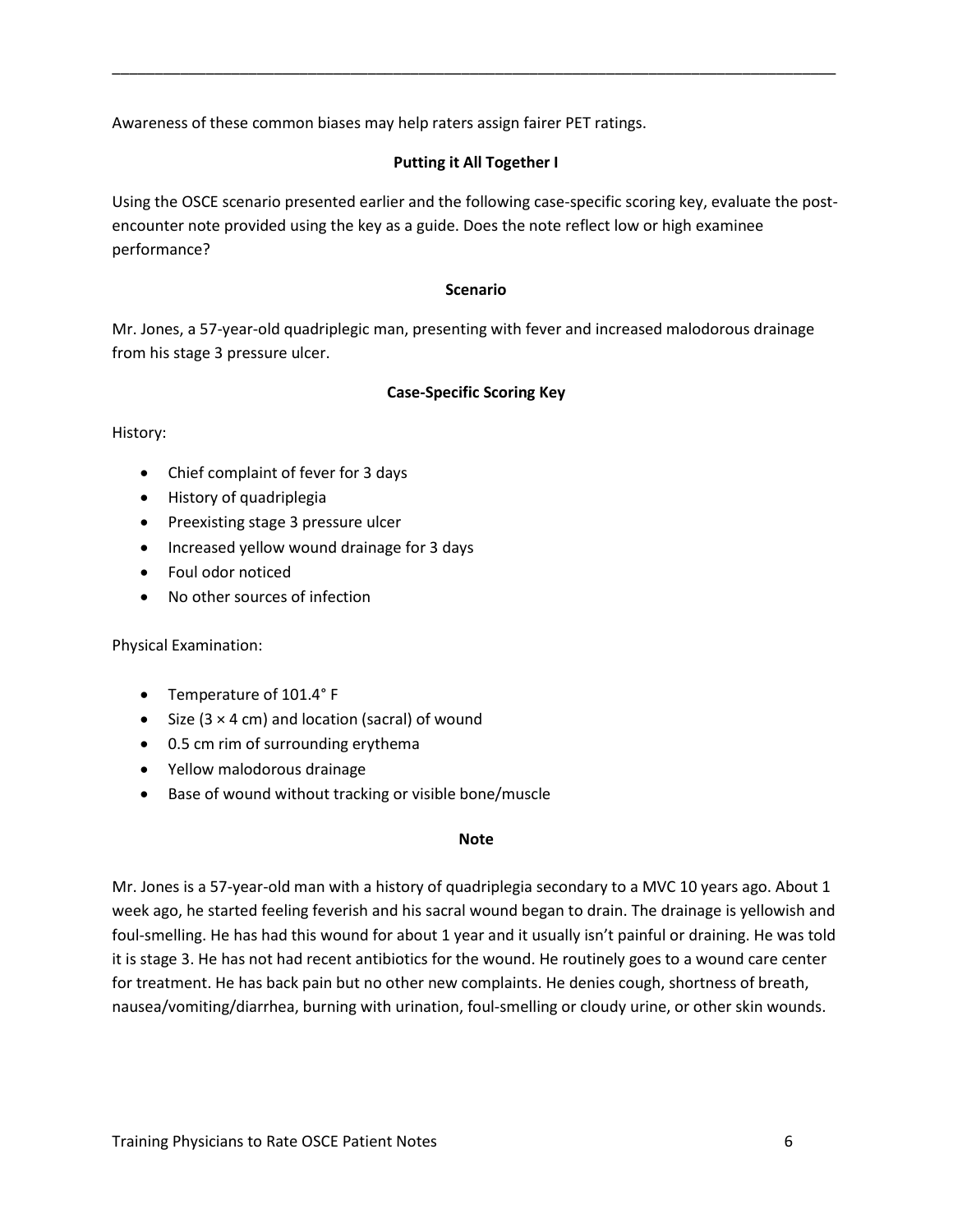Awareness of these common biases may help raters assign fairer PET ratings.

### Putting it All Together I

Using the OSCE scenario presented earlier and the following case-specific scoring key, evaluate the post-encounter note provided using the key as a guide. Does the note reflect low or high examinee performance?

#### Scenario

Mr. Jones, a 57-year-old quadriplegic man, presenting with fever and increased malodorous drainage from his stage 3 pressure ulcer.

#### Case-Specific Scoring Key

History:

- Chief complaint of fever for 3 days
- History of quadriplegia
- Preexisting stage 3 pressure ulcer
- Increased yellow wound drainage for 3 days
- Foul odor noticed
- No other sources of infection

Physical Examination:

- Temperature of 101.4° F
- Size (3 × 4 cm) and location (sacral) of wound
- 0.5 cm rim of surrounding erythema
- Yellow malodorous drainage
- Base of wound without tracking or visible bone/muscle

#### Note

Mr. Jones is a 57-year-old man with a history of quadriplegia secondary to a MVC 10 years ago. About 1 week ago, he started feeling feverish and his sacral wound began to drain. The drainage is yellowish and foul-smelling. He has had this wound for about 1 year and it usually isn't painful or draining. He was told it is stage 3. He has not had recent antibiotics for the wound. He routinely goes to a wound care center for treatment. He has back pain but no other new complaints. He denies cough, shortness of breath, nausea/vomiting/diarrhea, burning with urination, foul-smelling or cloudy urine, or other skin wounds.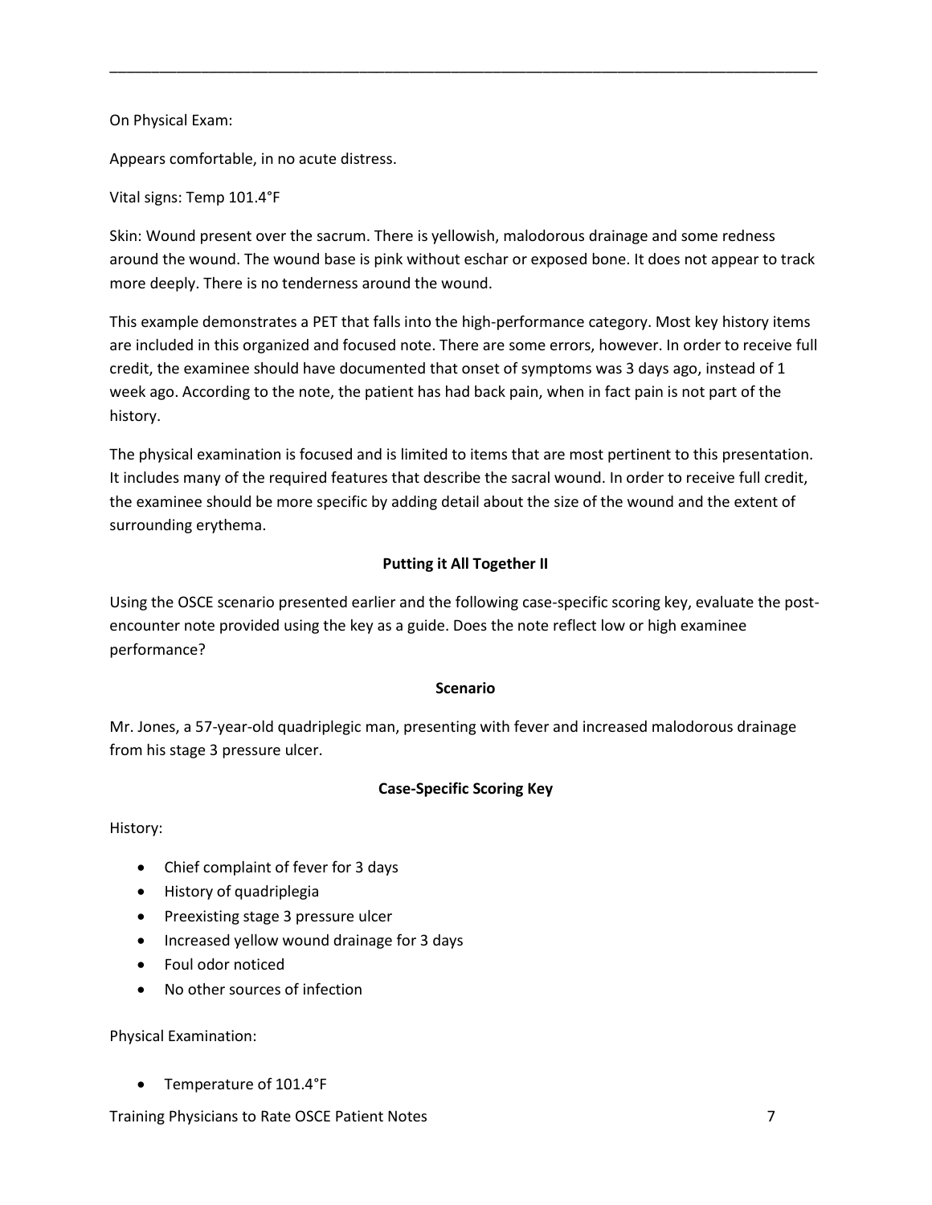On Physical Exam:

Appears comfortable, in no acute distress.

Vital signs: Temp 101.4°F

Skin: Wound present over the sacrum. There is yellowish, malodorous drainage and some redness around the wound. The wound base is pink without eschar or exposed bone. It does not appear to track more deeply. There is no tenderness around the wound.

This example demonstrates a PET that falls into the high-performance category. Most key history items are included in this organized and focused note. There are some errors, however. In order to receive full credit, the examinee should have documented that onset of symptoms was 3 days ago, instead of 1 week ago. According to the note, the patient has had back pain, when in fact pain is not part of the history.

The physical examination is focused and is limited to items that are most pertinent to this presentation. It includes many of the required features that describe the sacral wound. In order to receive full credit, the examinee should be more specific by adding detail about the size of the wound and the extent of surrounding erythema.

**Putting it All Together II**

Using the OSCE scenario presented earlier and the following case-specific scoring key, evaluate the post-encounter note provided using the key as a guide. Does the note reflect low or high examinee performance?

**Scenario**

Mr. Jones, a 57-year-old quadriplegic man, presenting with fever and increased malodorous drainage from his stage 3 pressure ulcer.

**Case-Specific Scoring Key**

History:

- Chief complaint of fever for 3 days
- History of quadriplegia
- Preexisting stage 3 pressure ulcer
- Increased yellow wound drainage for 3 days
- Foul odor noticed
- No other sources of infection

Physical Examination:

- Temperature of 101.4°F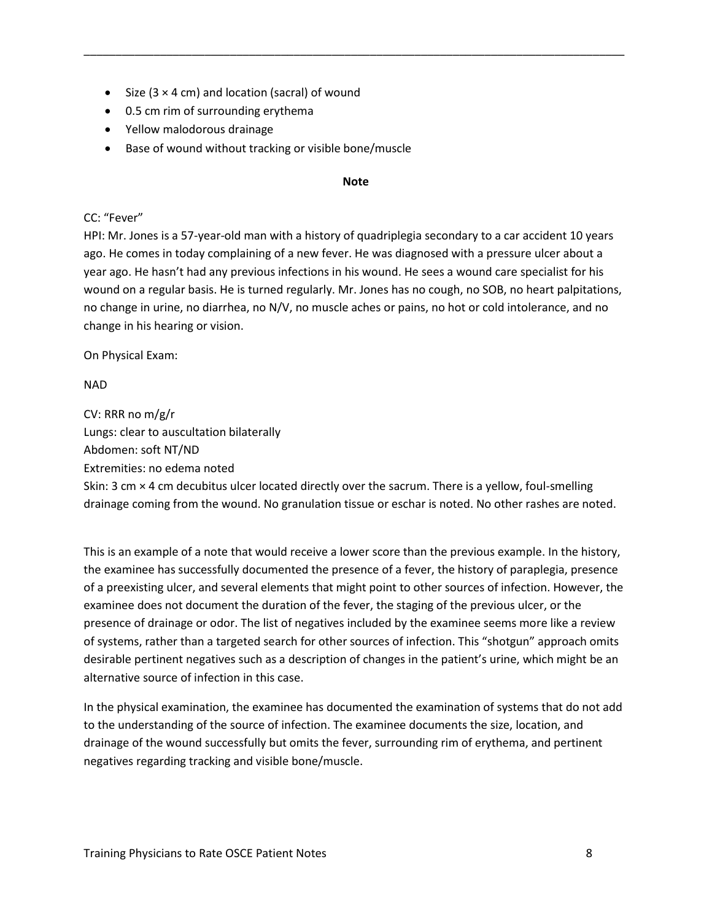- Size (3 × 4 cm) and location (sacral) of wound
- 0.5 cm rim of surrounding erythema
- Yellow malodorous drainage
- Base of wound without tracking or visible bone/muscle

**Note**

CC: "Fever"
HPI: Mr. Jones is a 57-year-old man with a history of quadriplegia secondary to a car accident 10 years ago. He comes in today complaining of a new fever. He was diagnosed with a pressure ulcer about a year ago. He hasn't had any previous infections in his wound. He sees a wound care specialist for his wound on a regular basis. He is turned regularly. Mr. Jones has no cough, no SOB, no heart palpitations, no change in urine, no diarrhea, no N/V, no muscle aches or pains, no hot or cold intolerance, and no change in his hearing or vision.

On Physical Exam:

NAD

CV: RRR no m/g/r
Lungs: clear to auscultation bilaterally
Abdomen: soft NT/ND
Extremities: no edema noted
Skin: 3 cm × 4 cm decubitus ulcer located directly over the sacrum. There is a yellow, foul-smelling drainage coming from the wound. No granulation tissue or eschar is noted. No other rashes are noted.

This is an example of a note that would receive a lower score than the previous example. In the history, the examinee has successfully documented the presence of a fever, the history of paraplegia, presence of a preexisting ulcer, and several elements that might point to other sources of infection. However, the examinee does not document the duration of the fever, the staging of the previous ulcer, or the presence of drainage or odor. The list of negatives included by the examinee seems more like a review of systems, rather than a targeted search for other sources of infection. This "shotgun" approach omits desirable pertinent negatives such as a description of changes in the patient's urine, which might be an alternative source of infection in this case.

In the physical examination, the examinee has documented the examination of systems that do not add to the understanding of the source of infection. The examinee documents the size, location, and drainage of the wound successfully but omits the fever, surrounding rim of erythema, and pertinent negatives regarding tracking and visible bone/muscle.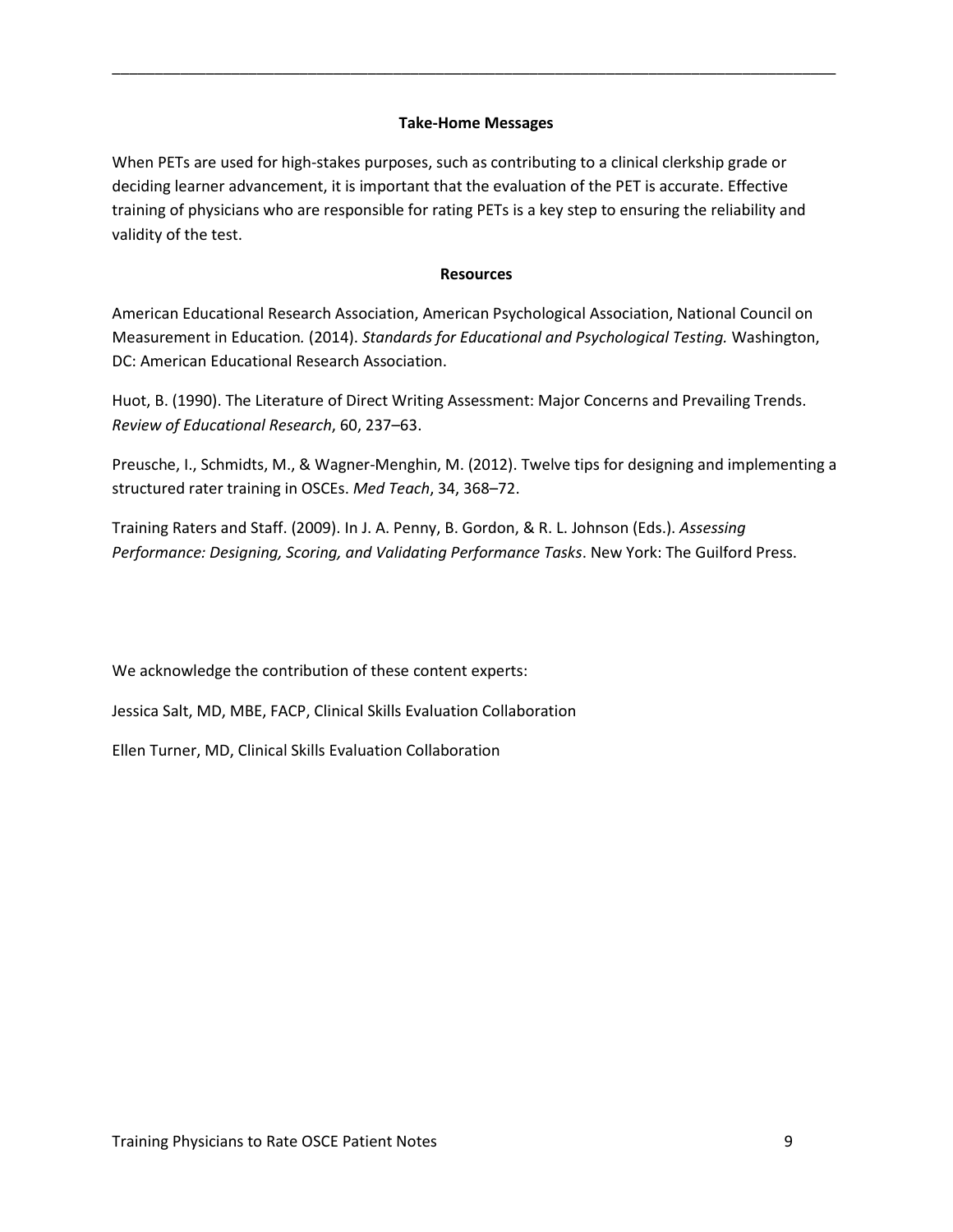---

## Take-Home Messages

When PETs are used for high-stakes purposes, such as contributing to a clinical clerkship grade or deciding learner advancement, it is important that the evaluation of the PET is accurate. Effective training of physicians who are responsible for rating PETs is a key step to ensuring the reliability and validity of the test.

## Resources

American Educational Research Association, American Psychological Association, National Council on Measurement in Education. (2014). *Standards for Educational and Psychological Testing.* Washington, DC: American Educational Research Association.

Huot, B. (1990). The Literature of Direct Writing Assessment: Major Concerns and Prevailing Trends. *Review of Educational Research*, 60, 237–63.

Preusche, I., Schmidts, M., & Wagner-Menghin, M. (2012). Twelve tips for designing and implementing a structured rater training in OSCEs. *Med Teach*, 34, 368–72.

Training Raters and Staff. (2009). In J. A. Penny, B. Gordon, & R. L. Johnson (Eds.). *Assessing Performance: Designing, Scoring, and Validating Performance Tasks*. New York: The Guilford Press.

We acknowledge the contribution of these content experts:

Jessica Salt, MD, MBE, FACP, Clinical Skills Evaluation Collaboration

Ellen Turner, MD, Clinical Skills Evaluation Collaboration